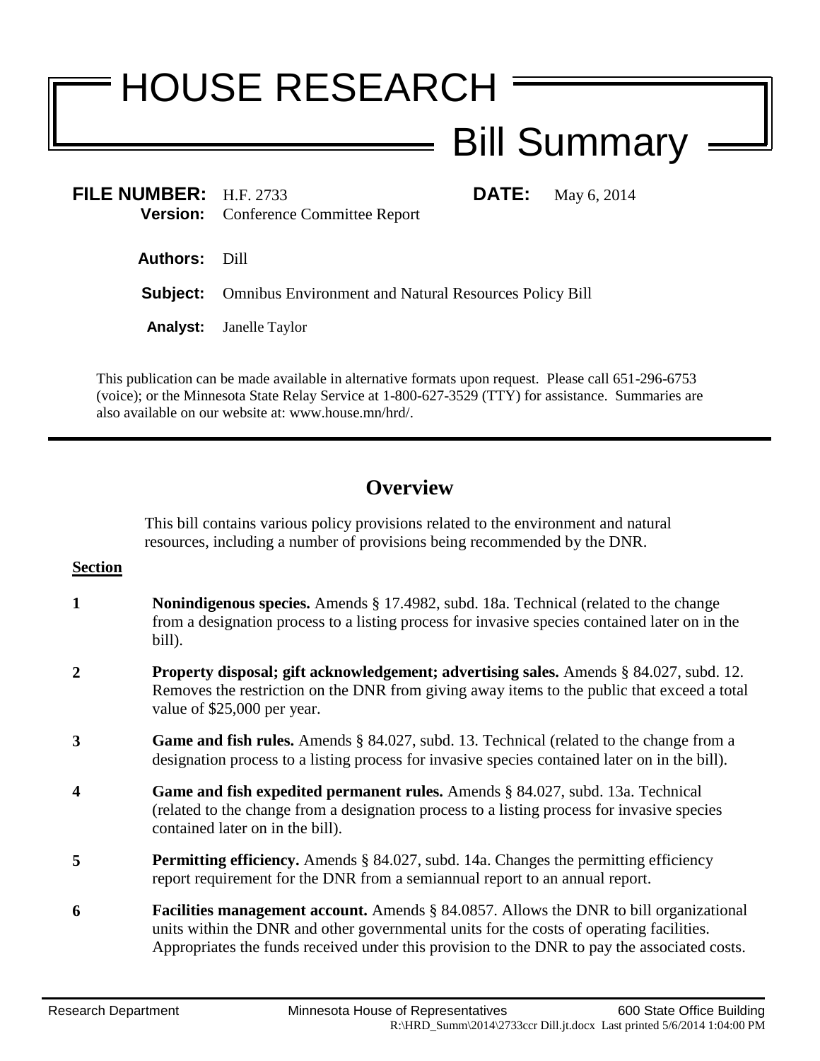# HOUSE RESEARCH

## Bill Summary

**FILE NUMBER:** H.F. 2733 **DATE:** May 6, 2014
**Version:** Conference Committee Report

**Authors:** Dill

**Subject:** Omnibus Environment and Natural Resources Policy Bill

**Analyst:** Janelle Taylor

This publication can be made available in alternative formats upon request. Please call 651-296-6753 (voice); or the Minnesota State Relay Service at 1-800-627-3529 (TTY) for assistance. Summaries are also available on our website at: www.house.mn/hrd/.

## Overview

This bill contains various policy provisions related to the environment and natural resources, including a number of provisions being recommended by the DNR.

**Section**

**1** **Nonindigenous species.** Amends § 17.4982, subd. 18a. Technical (related to the change from a designation process to a listing process for invasive species contained later on in the bill).

**2** **Property disposal; gift acknowledgement; advertising sales.** Amends § 84.027, subd. 12. Removes the restriction on the DNR from giving away items to the public that exceed a total value of $25,000 per year.

**3** **Game and fish rules.** Amends § 84.027, subd. 13. Technical (related to the change from a designation process to a listing process for invasive species contained later on in the bill).

**4** **Game and fish expedited permanent rules.** Amends § 84.027, subd. 13a. Technical (related to the change from a designation process to a listing process for invasive species contained later on in the bill).

**5** **Permitting efficiency.** Amends § 84.027, subd. 14a. Changes the permitting efficiency report requirement for the DNR from a semiannual report to an annual report.

**6** **Facilities management account.** Amends § 84.0857. Allows the DNR to bill organizational units within the DNR and other governmental units for the costs of operating facilities. Appropriates the funds received under this provision to the DNR to pay the associated costs.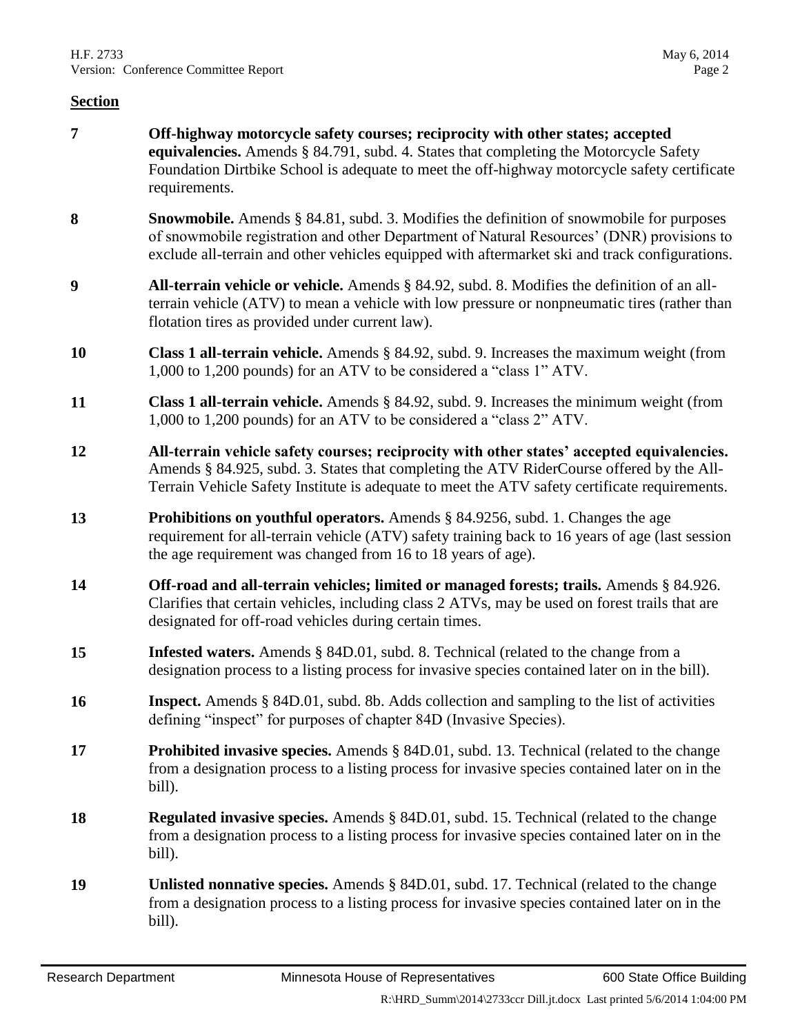**Section**

| | |
|---|---|
| **7** | **Off-highway motorcycle safety courses; reciprocity with other states; accepted equivalencies.** Amends § 84.791, subd. 4. States that completing the Motorcycle Safety Foundation Dirtbike School is adequate to meet the off-highway motorcycle safety certificate requirements. |
| **8** | **Snowmobile.** Amends § 84.81, subd. 3. Modifies the definition of snowmobile for purposes of snowmobile registration and other Department of Natural Resources' (DNR) provisions to exclude all-terrain and other vehicles equipped with aftermarket ski and track configurations. |
| **9** | **All-terrain vehicle or vehicle.** Amends § 84.92, subd. 8. Modifies the definition of an all-terrain vehicle (ATV) to mean a vehicle with low pressure or nonpneumatic tires (rather than flotation tires as provided under current law). |
| **10** | **Class 1 all-terrain vehicle.** Amends § 84.92, subd. 9. Increases the maximum weight (from 1,000 to 1,200 pounds) for an ATV to be considered a "class 1" ATV. |
| **11** | **Class 1 all-terrain vehicle.** Amends § 84.92, subd. 9. Increases the minimum weight (from 1,000 to 1,200 pounds) for an ATV to be considered a "class 2" ATV. |
| **12** | **All-terrain vehicle safety courses; reciprocity with other states' accepted equivalencies.** Amends § 84.925, subd. 3. States that completing the ATV RiderCourse offered by the All-Terrain Vehicle Safety Institute is adequate to meet the ATV safety certificate requirements. |
| **13** | **Prohibitions on youthful operators.** Amends § 84.9256, subd. 1. Changes the age requirement for all-terrain vehicle (ATV) safety training back to 16 years of age (last session the age requirement was changed from 16 to 18 years of age). |
| **14** | **Off-road and all-terrain vehicles; limited or managed forests; trails.** Amends § 84.926. Clarifies that certain vehicles, including class 2 ATVs, may be used on forest trails that are designated for off-road vehicles during certain times. |
| **15** | **Infested waters.** Amends § 84D.01, subd. 8. Technical (related to the change from a designation process to a listing process for invasive species contained later on in the bill). |
| **16** | **Inspect.** Amends § 84D.01, subd. 8b. Adds collection and sampling to the list of activities defining "inspect" for purposes of chapter 84D (Invasive Species). |
| **17** | **Prohibited invasive species.** Amends § 84D.01, subd. 13. Technical (related to the change from a designation process to a listing process for invasive species contained later on in the bill). |
| **18** | **Regulated invasive species.** Amends § 84D.01, subd. 15. Technical (related to the change from a designation process to a listing process for invasive species contained later on in the bill). |
| **19** | **Unlisted nonnative species.** Amends § 84D.01, subd. 17. Technical (related to the change from a designation process to a listing process for invasive species contained later on in the bill). |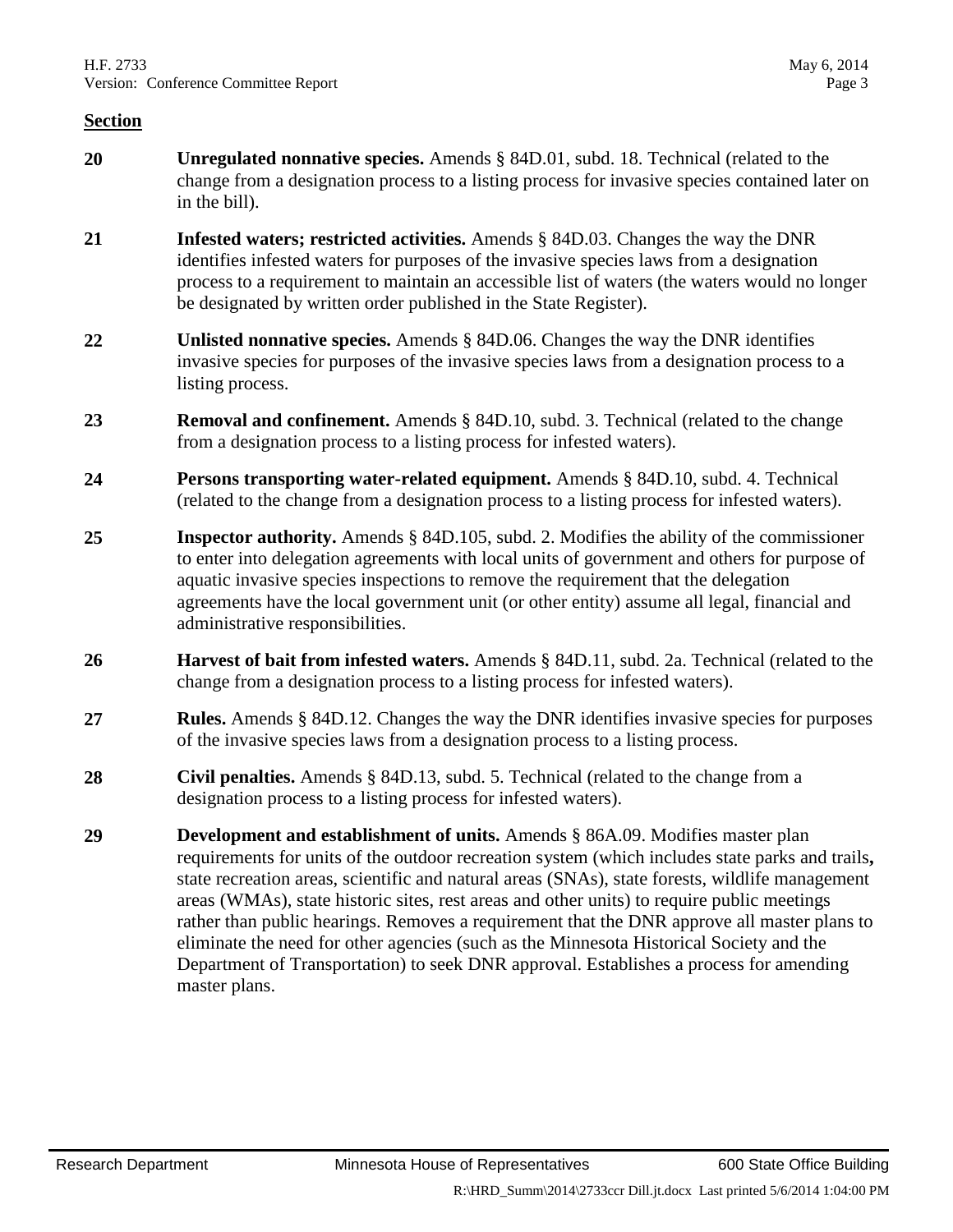**Section**

| | |
|---|---|
| **20** | **Unregulated nonnative species.** Amends § 84D.01, subd. 18. Technical (related to the change from a designation process to a listing process for invasive species contained later on in the bill). |
| **21** | **Infested waters; restricted activities.** Amends § 84D.03. Changes the way the DNR identifies infested waters for purposes of the invasive species laws from a designation process to a requirement to maintain an accessible list of waters (the waters would no longer be designated by written order published in the State Register). |
| **22** | **Unlisted nonnative species.** Amends § 84D.06. Changes the way the DNR identifies invasive species for purposes of the invasive species laws from a designation process to a listing process. |
| **23** | **Removal and confinement.** Amends § 84D.10, subd. 3. Technical (related to the change from a designation process to a listing process for infested waters). |
| **24** | **Persons transporting water-related equipment.** Amends § 84D.10, subd. 4. Technical (related to the change from a designation process to a listing process for infested waters). |
| **25** | **Inspector authority.** Amends § 84D.105, subd. 2. Modifies the ability of the commissioner to enter into delegation agreements with local units of government and others for purpose of aquatic invasive species inspections to remove the requirement that the delegation agreements have the local government unit (or other entity) assume all legal, financial and administrative responsibilities. |
| **26** | **Harvest of bait from infested waters.** Amends § 84D.11, subd. 2a. Technical (related to the change from a designation process to a listing process for infested waters). |
| **27** | **Rules.** Amends § 84D.12. Changes the way the DNR identifies invasive species for purposes of the invasive species laws from a designation process to a listing process. |
| **28** | **Civil penalties.** Amends § 84D.13, subd. 5. Technical (related to the change from a designation process to a listing process for infested waters). |
| **29** | **Development and establishment of units.** Amends § 86A.09. Modifies master plan requirements for units of the outdoor recreation system (which includes state parks and trails, state recreation areas, scientific and natural areas (SNAs), state forests, wildlife management areas (WMAs), state historic sites, rest areas and other units) to require public meetings rather than public hearings. Removes a requirement that the DNR approve all master plans to eliminate the need for other agencies (such as the Minnesota Historical Society and the Department of Transportation) to seek DNR approval. Establishes a process for amending master plans. |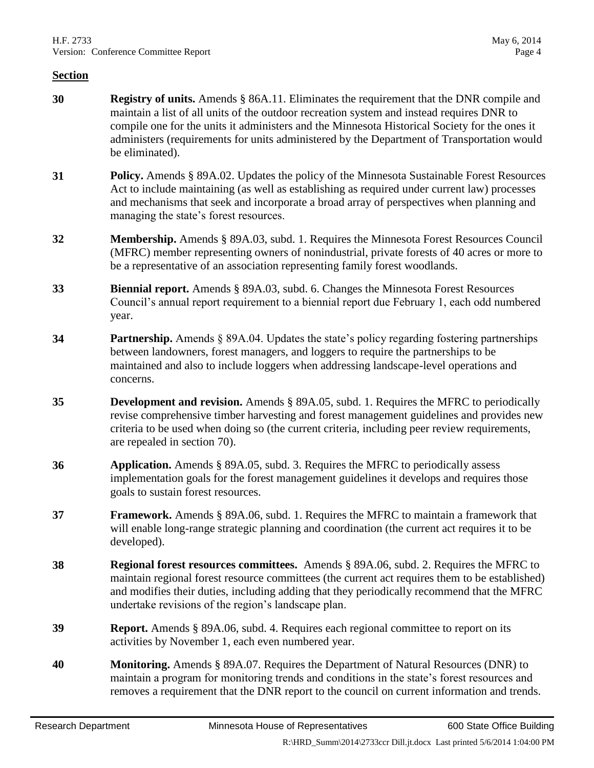**Section**

| | |
|---|---|
| **30** | **Registry of units.** Amends § 86A.11. Eliminates the requirement that the DNR compile and maintain a list of all units of the outdoor recreation system and instead requires DNR to compile one for the units it administers and the Minnesota Historical Society for the ones it administers (requirements for units administered by the Department of Transportation would be eliminated). |
| **31** | **Policy.** Amends § 89A.02. Updates the policy of the Minnesota Sustainable Forest Resources Act to include maintaining (as well as establishing as required under current law) processes and mechanisms that seek and incorporate a broad array of perspectives when planning and managing the state's forest resources. |
| **32** | **Membership.** Amends § 89A.03, subd. 1. Requires the Minnesota Forest Resources Council (MFRC) member representing owners of nonindustrial, private forests of 40 acres or more to be a representative of an association representing family forest woodlands. |
| **33** | **Biennial report.** Amends § 89A.03, subd. 6. Changes the Minnesota Forest Resources Council's annual report requirement to a biennial report due February 1, each odd numbered year. |
| **34** | **Partnership.** Amends § 89A.04. Updates the state's policy regarding fostering partnerships between landowners, forest managers, and loggers to require the partnerships to be maintained and also to include loggers when addressing landscape-level operations and concerns. |
| **35** | **Development and revision.** Amends § 89A.05, subd. 1. Requires the MFRC to periodically revise comprehensive timber harvesting and forest management guidelines and provides new criteria to be used when doing so (the current criteria, including peer review requirements, are repealed in section 70). |
| **36** | **Application.** Amends § 89A.05, subd. 3. Requires the MFRC to periodically assess implementation goals for the forest management guidelines it develops and requires those goals to sustain forest resources. |
| **37** | **Framework.** Amends § 89A.06, subd. 1. Requires the MFRC to maintain a framework that will enable long-range strategic planning and coordination (the current act requires it to be developed). |
| **38** | **Regional forest resources committees.** Amends § 89A.06, subd. 2. Requires the MFRC to maintain regional forest resource committees (the current act requires them to be established) and modifies their duties, including adding that they periodically recommend that the MFRC undertake revisions of the region's landscape plan. |
| **39** | **Report.** Amends § 89A.06, subd. 4. Requires each regional committee to report on its activities by November 1, each even numbered year. |
| **40** | **Monitoring.** Amends § 89A.07. Requires the Department of Natural Resources (DNR) to maintain a program for monitoring trends and conditions in the state's forest resources and removes a requirement that the DNR report to the council on current information and trends. |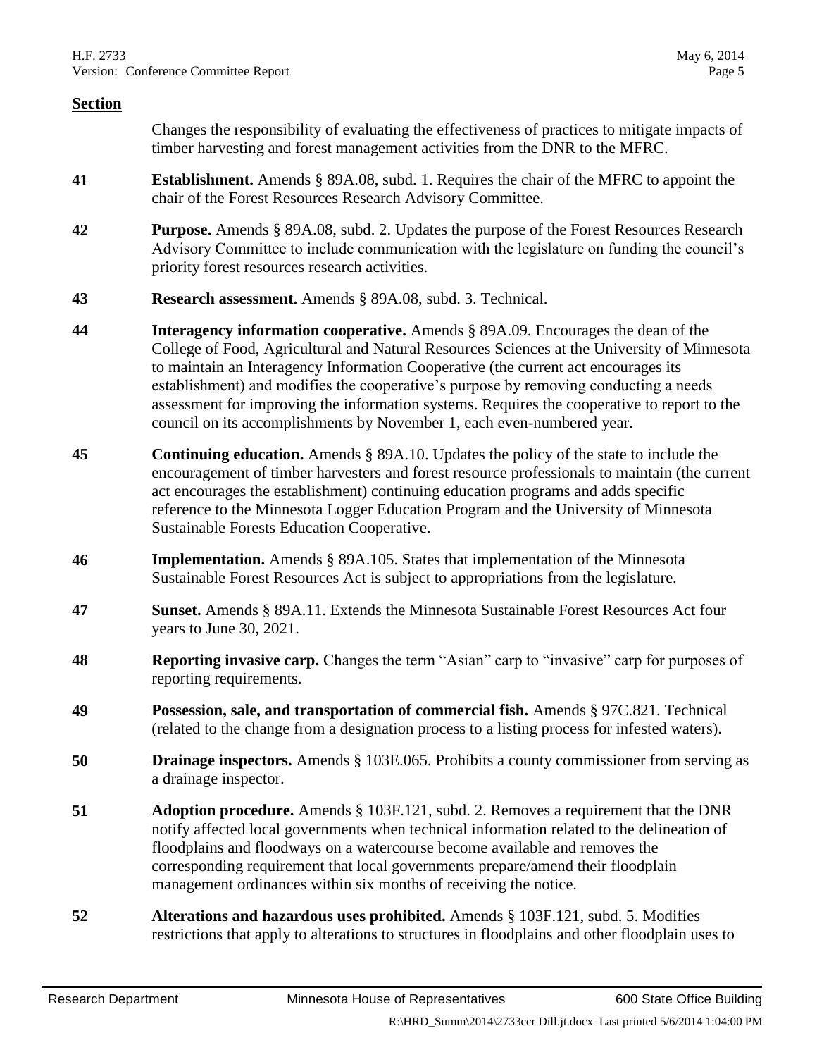**Section**

Changes the responsibility of evaluating the effectiveness of practices to mitigate impacts of timber harvesting and forest management activities from the DNR to the MFRC.

**41** **Establishment.** Amends § 89A.08, subd. 1. Requires the chair of the MFRC to appoint the chair of the Forest Resources Research Advisory Committee.

**42** **Purpose.** Amends § 89A.08, subd. 2. Updates the purpose of the Forest Resources Research Advisory Committee to include communication with the legislature on funding the council's priority forest resources research activities.

**43** **Research assessment.** Amends § 89A.08, subd. 3. Technical.

**44** **Interagency information cooperative.** Amends § 89A.09. Encourages the dean of the College of Food, Agricultural and Natural Resources Sciences at the University of Minnesota to maintain an Interagency Information Cooperative (the current act encourages its establishment) and modifies the cooperative's purpose by removing conducting a needs assessment for improving the information systems. Requires the cooperative to report to the council on its accomplishments by November 1, each even-numbered year.

**45** **Continuing education.** Amends § 89A.10. Updates the policy of the state to include the encouragement of timber harvesters and forest resource professionals to maintain (the current act encourages the establishment) continuing education programs and adds specific reference to the Minnesota Logger Education Program and the University of Minnesota Sustainable Forests Education Cooperative.

**46** **Implementation.** Amends § 89A.105. States that implementation of the Minnesota Sustainable Forest Resources Act is subject to appropriations from the legislature.

**47** **Sunset.** Amends § 89A.11. Extends the Minnesota Sustainable Forest Resources Act four years to June 30, 2021.

**48** **Reporting invasive carp.** Changes the term "Asian" carp to "invasive" carp for purposes of reporting requirements.

**49** **Possession, sale, and transportation of commercial fish.** Amends § 97C.821. Technical (related to the change from a designation process to a listing process for infested waters).

**50** **Drainage inspectors.** Amends § 103E.065. Prohibits a county commissioner from serving as a drainage inspector.

**51** **Adoption procedure.** Amends § 103F.121, subd. 2. Removes a requirement that the DNR notify affected local governments when technical information related to the delineation of floodplains and floodways on a watercourse become available and removes the corresponding requirement that local governments prepare/amend their floodplain management ordinances within six months of receiving the notice.

**52** **Alterations and hazardous uses prohibited.** Amends § 103F.121, subd. 5. Modifies restrictions that apply to alterations to structures in floodplains and other floodplain uses to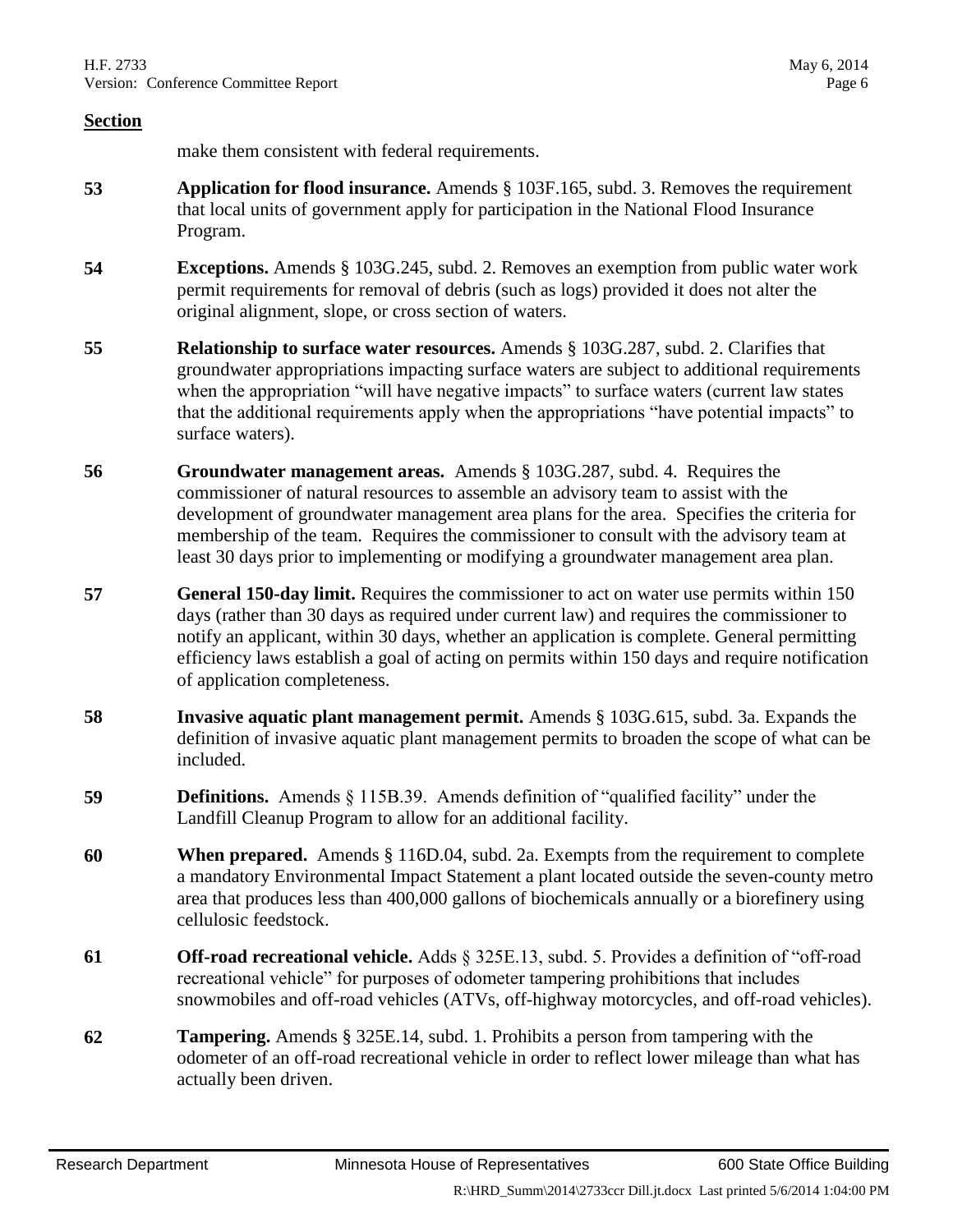**Section**

make them consistent with federal requirements.

**53** **Application for flood insurance.** Amends § 103F.165, subd. 3. Removes the requirement that local units of government apply for participation in the National Flood Insurance Program.

**54** **Exceptions.** Amends § 103G.245, subd. 2. Removes an exemption from public water work permit requirements for removal of debris (such as logs) provided it does not alter the original alignment, slope, or cross section of waters.

**55** **Relationship to surface water resources.** Amends § 103G.287, subd. 2. Clarifies that groundwater appropriations impacting surface waters are subject to additional requirements when the appropriation "will have negative impacts" to surface waters (current law states that the additional requirements apply when the appropriations "have potential impacts" to surface waters).

**56** **Groundwater management areas.** Amends § 103G.287, subd. 4. Requires the commissioner of natural resources to assemble an advisory team to assist with the development of groundwater management area plans for the area. Specifies the criteria for membership of the team. Requires the commissioner to consult with the advisory team at least 30 days prior to implementing or modifying a groundwater management area plan.

**57** **General 150-day limit.** Requires the commissioner to act on water use permits within 150 days (rather than 30 days as required under current law) and requires the commissioner to notify an applicant, within 30 days, whether an application is complete. General permitting efficiency laws establish a goal of acting on permits within 150 days and require notification of application completeness.

**58** **Invasive aquatic plant management permit.** Amends § 103G.615, subd. 3a. Expands the definition of invasive aquatic plant management permits to broaden the scope of what can be included.

**59** **Definitions.** Amends § 115B.39. Amends definition of "qualified facility" under the Landfill Cleanup Program to allow for an additional facility.

**60** **When prepared.** Amends § 116D.04, subd. 2a. Exempts from the requirement to complete a mandatory Environmental Impact Statement a plant located outside the seven-county metro area that produces less than 400,000 gallons of biochemicals annually or a biorefinery using cellulosic feedstock.

**61** **Off-road recreational vehicle.** Adds § 325E.13, subd. 5. Provides a definition of "off-road recreational vehicle" for purposes of odometer tampering prohibitions that includes snowmobiles and off-road vehicles (ATVs, off-highway motorcycles, and off-road vehicles).

**62** **Tampering.** Amends § 325E.14, subd. 1. Prohibits a person from tampering with the odometer of an off-road recreational vehicle in order to reflect lower mileage than what has actually been driven.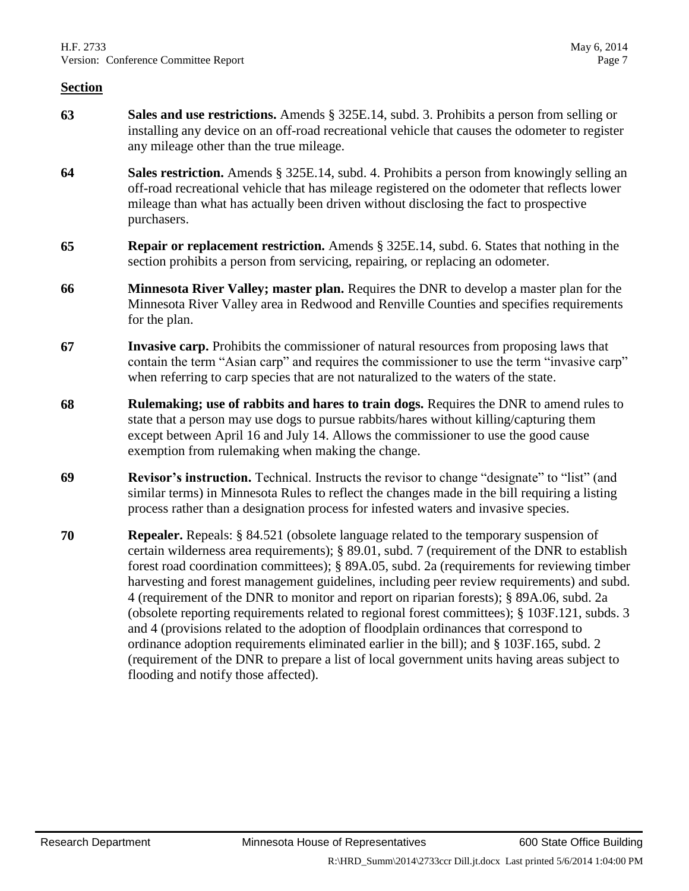**Section**

| | |
|---|---|
| **63** | **Sales and use restrictions.** Amends § 325E.14, subd. 3. Prohibits a person from selling or installing any device on an off-road recreational vehicle that causes the odometer to register any mileage other than the true mileage. |
| **64** | **Sales restriction.** Amends § 325E.14, subd. 4. Prohibits a person from knowingly selling an off-road recreational vehicle that has mileage registered on the odometer that reflects lower mileage than what has actually been driven without disclosing the fact to prospective purchasers. |
| **65** | **Repair or replacement restriction.** Amends § 325E.14, subd. 6. States that nothing in the section prohibits a person from servicing, repairing, or replacing an odometer. |
| **66** | **Minnesota River Valley; master plan.** Requires the DNR to develop a master plan for the Minnesota River Valley area in Redwood and Renville Counties and specifies requirements for the plan. |
| **67** | **Invasive carp.** Prohibits the commissioner of natural resources from proposing laws that contain the term "Asian carp" and requires the commissioner to use the term "invasive carp" when referring to carp species that are not naturalized to the waters of the state. |
| **68** | **Rulemaking; use of rabbits and hares to train dogs.** Requires the DNR to amend rules to state that a person may use dogs to pursue rabbits/hares without killing/capturing them except between April 16 and July 14. Allows the commissioner to use the good cause exemption from rulemaking when making the change. |
| **69** | **Revisor's instruction.** Technical. Instructs the revisor to change "designate" to "list" (and similar terms) in Minnesota Rules to reflect the changes made in the bill requiring a listing process rather than a designation process for infested waters and invasive species. |
| **70** | **Repealer.** Repeals: § 84.521 (obsolete language related to the temporary suspension of certain wilderness area requirements); § 89.01, subd. 7 (requirement of the DNR to establish forest road coordination committees); § 89A.05, subd. 2a (requirements for reviewing timber harvesting and forest management guidelines, including peer review requirements) and subd. 4 (requirement of the DNR to monitor and report on riparian forests); § 89A.06, subd. 2a (obsolete reporting requirements related to regional forest committees); § 103F.121, subds. 3 and 4 (provisions related to the adoption of floodplain ordinances that correspond to ordinance adoption requirements eliminated earlier in the bill); and § 103F.165, subd. 2 (requirement of the DNR to prepare a list of local government units having areas subject to flooding and notify those affected). |